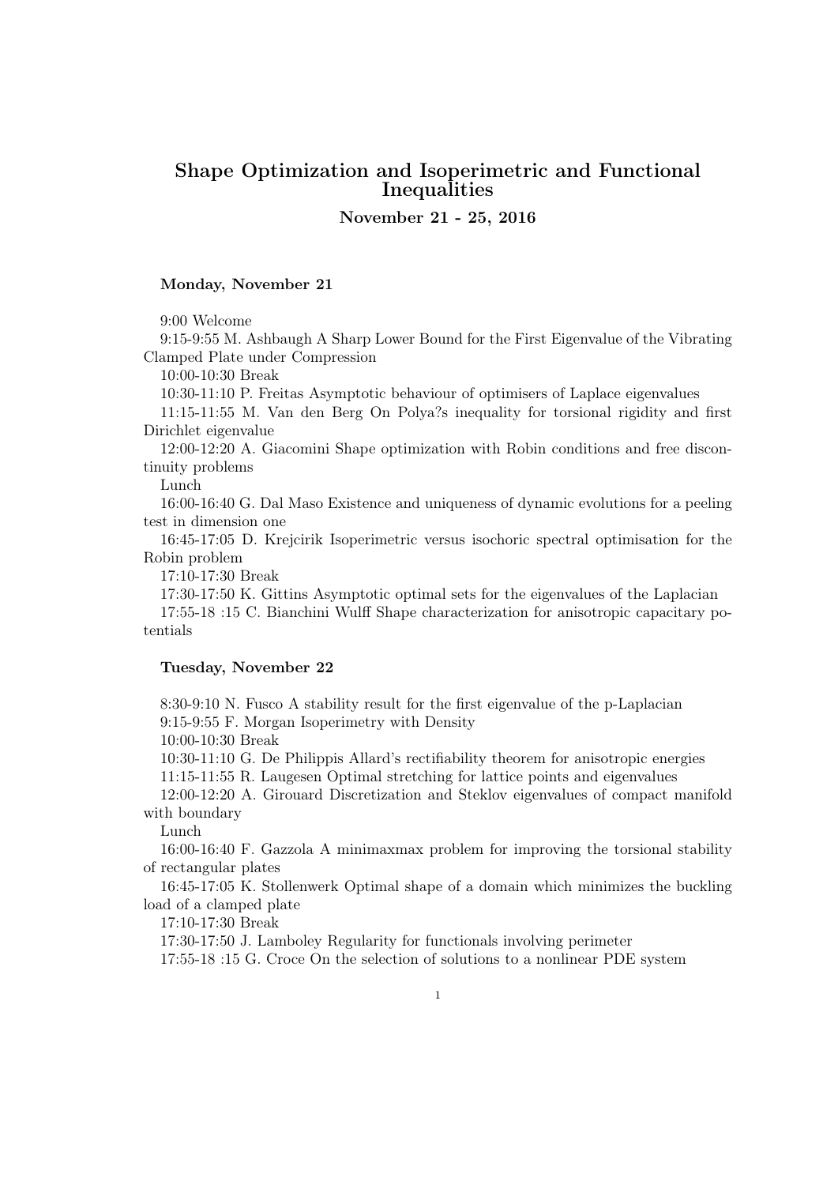# Shape Optimization and Isoperimetric and Functional Inequalities

**November 21 - 25, 2016**

### Monday, November 21

9:00 Welcome

9:15-9:55 M. Ashbaugh A Sharp Lower Bound for the First Eigenvalue of the Vibrating Clamped Plate under Compression

10:00-10:30 Break

10:30-11:10 P. Freitas Asymptotic behaviour of optimisers of Laplace eigenvalues

11:15-11:55 M. Van den Berg On Polya?s inequality for torsional rigidity and first Dirichlet eigenvalue

12:00-12:20 A. Giacomini Shape optimization with Robin conditions and free discontinuity problems

Lunch

16:00-16:40 G. Dal Maso Existence and uniqueness of dynamic evolutions for a peeling test in dimension one

16:45-17:05 D. Krejcirik Isoperimetric versus isochoric spectral optimisation for the Robin problem

17:10-17:30 Break

17:30-17:50 K. Gittins Asymptotic optimal sets for the eigenvalues of the Laplacian

17:55-18 :15 C. Bianchini Wulff Shape characterization for anisotropic capacitary potentials

### Tuesday, November 22

8:30-9:10 N. Fusco A stability result for the first eigenvalue of the p-Laplacian

9:15-9:55 F. Morgan Isoperimetry with Density

10:00-10:30 Break

10:30-11:10 G. De Philippis Allard's rectifiability theorem for anisotropic energies

11:15-11:55 R. Laugesen Optimal stretching for lattice points and eigenvalues

12:00-12:20 A. Girouard Discretization and Steklov eigenvalues of compact manifold with boundary

Lunch

16:00-16:40 F. Gazzola A minimaxmax problem for improving the torsional stability of rectangular plates

16:45-17:05 K. Stollenwerk Optimal shape of a domain which minimizes the buckling load of a clamped plate

17:10-17:30 Break

17:30-17:50 J. Lamboley Regularity for functionals involving perimeter

17:55-18 :15 G. Croce On the selection of solutions to a nonlinear PDE system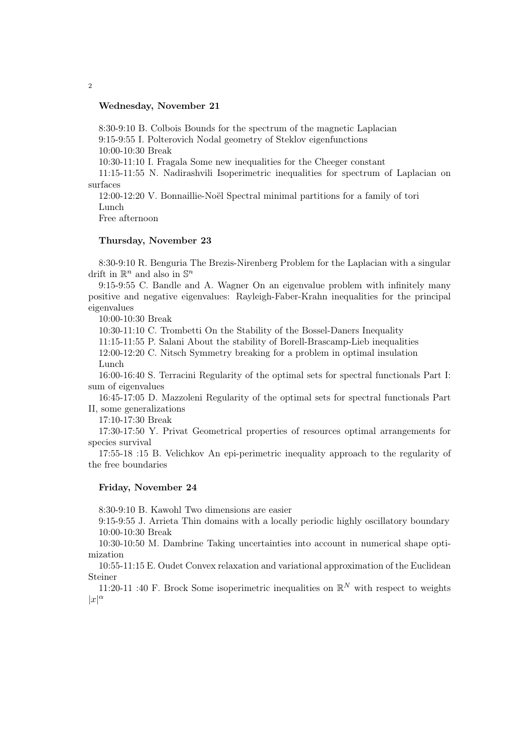### Wednesday, November 21

8:30-9:10 B. Colbois Bounds for the spectrum of the magnetic Laplacian

9:15-9:55 I. Polterovich Nodal geometry of Steklov eigenfunctions

10:00-10:30 Break

10:30-11:10 I. Fragala Some new inequalities for the Cheeger constant

11:15-11:55 N. Nadirashvili Isoperimetric inequalities for spectrum of Laplacian on surfaces

12:00-12:20 V. Bonnaillie-Noël Spectral minimal partitions for a family of tori

Lunch

Free afternoon

### Thursday, November 23

8:30-9:10 R. Benguria The Brezis-Nirenberg Problem for the Laplacian with a singular drift in $\mathbb{R}^n$ and also in $\mathbb{S}^n$

9:15-9:55 C. Bandle and A. Wagner On an eigenvalue problem with infinitely many positive and negative eigenvalues: Rayleigh-Faber-Krahn inequalities for the principal eigenvalues

10:00-10:30 Break

10:30-11:10 C. Trombetti On the Stability of the Bossel-Daners Inequality

11:15-11:55 P. Salani About the stability of Borell-Brascamp-Lieb inequalities

12:00-12:20 C. Nitsch Symmetry breaking for a problem in optimal insulation

Lunch

16:00-16:40 S. Terracini Regularity of the optimal sets for spectral functionals Part I: sum of eigenvalues

16:45-17:05 D. Mazzoleni Regularity of the optimal sets for spectral functionals Part II, some generalizations

17:10-17:30 Break

17:30-17:50 Y. Privat Geometrical properties of resources optimal arrangements for species survival

17:55-18 :15 B. Velichkov An epi-perimetric inequality approach to the regularity of the free boundaries

### Friday, November 24

8:30-9:10 B. Kawohl Two dimensions are easier

9:15-9:55 J. Arrieta Thin domains with a locally periodic highly oscillatory boundary

10:00-10:30 Break

10:30-10:50 M. Dambrine Taking uncertainties into account in numerical shape optimization

10:55-11:15 E. Oudet Convex relaxation and variational approximation of the Euclidean Steiner

11:20-11 :40 F. Brock Some isoperimetric inequalities on $\mathbb{R}^N$ with respect to weights $|x|^\alpha$